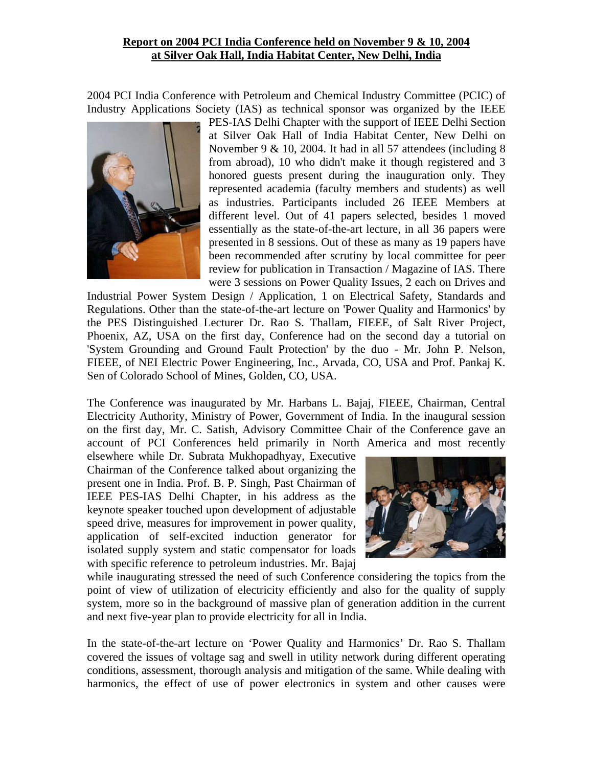**Report on 2004 PCI India Conference held on November 9 & 10, 2004 at Silver Oak Hall, India Habitat Center, New Delhi, India**

2004 PCI India Conference with Petroleum and Chemical Industry Committee (PCIC) of Industry Applications Society (IAS) as technical sponsor was organized by the IEEE PES-IAS Delhi Chapter with the support of IEEE Delhi Section at Silver Oak Hall of India Habitat Center, New Delhi on November 9 & 10, 2004. It had in all 57 attendees (including 8 from abroad), 10 who didn't make it though registered and 3 honored guests present during the inauguration only. They represented academia (faculty members and students) as well as industries. Participants included 26 IEEE Members at different level. Out of 41 papers selected, besides 1 moved essentially as the state-of-the-art lecture, in all 36 papers were presented in 8 sessions. Out of these as many as 19 papers have been recommended after scrutiny by local committee for peer review for publication in Transaction / Magazine of IAS. There were 3 sessions on Power Quality Issues, 2 each on Drives and Industrial Power System Design / Application, 1 on Electrical Safety, Standards and Regulations. Other than the state-of-the-art lecture on 'Power Quality and Harmonics' by the PES Distinguished Lecturer Dr. Rao S. Thallam, FIEEE, of Salt River Project, Phoenix, AZ, USA on the first day, Conference had on the second day a tutorial on 'System Grounding and Ground Fault Protection' by the duo - Mr. John P. Nelson, FIEEE, of NEI Electric Power Engineering, Inc., Arvada, CO, USA and Prof. Pankaj K. Sen of Colorado School of Mines, Golden, CO, USA.

The Conference was inaugurated by Mr. Harbans L. Bajaj, FIEEE, Chairman, Central Electricity Authority, Ministry of Power, Government of India. In the inaugural session on the first day, Mr. C. Satish, Advisory Committee Chair of the Conference gave an account of PCI Conferences held primarily in North America and most recently elsewhere while Dr. Subrata Mukhopadhyay, Executive Chairman of the Conference talked about organizing the present one in India. Prof. B. P. Singh, Past Chairman of IEEE PES-IAS Delhi Chapter, in his address as the keynote speaker touched upon development of adjustable speed drive, measures for improvement in power quality, application of self-excited induction generator for isolated supply system and static compensator for loads with specific reference to petroleum industries. Mr. Bajaj while inaugurating stressed the need of such Conference considering the topics from the point of view of utilization of electricity efficiently and also for the quality of supply system, more so in the background of massive plan of generation addition in the current and next five-year plan to provide electricity for all in India.

In the state-of-the-art lecture on 'Power Quality and Harmonics' Dr. Rao S. Thallam covered the issues of voltage sag and swell in utility network during different operating conditions, assessment, thorough analysis and mitigation of the same. While dealing with harmonics, the effect of use of power electronics in system and other causes were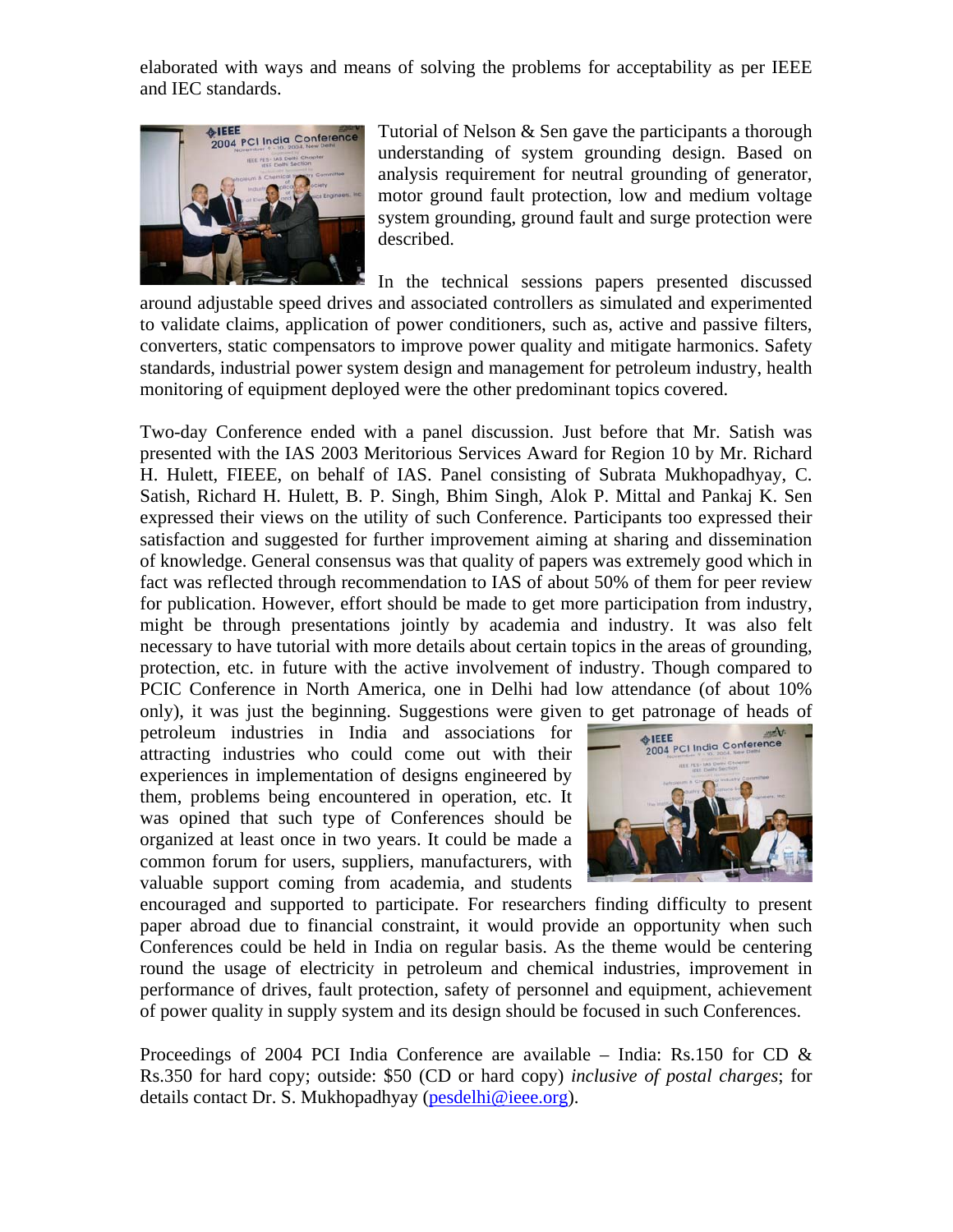elaborated with ways and means of solving the problems for acceptability as per IEEE and IEC standards.

Tutorial of Nelson & Sen gave the participants a thorough understanding of system grounding design. Based on analysis requirement for neutral grounding of generator, motor ground fault protection, low and medium voltage system grounding, ground fault and surge protection were described.

In the technical sessions papers presented discussed around adjustable speed drives and associated controllers as simulated and experimented to validate claims, application of power conditioners, such as, active and passive filters, converters, static compensators to improve power quality and mitigate harmonics. Safety standards, industrial power system design and management for petroleum industry, health monitoring of equipment deployed were the other predominant topics covered.

Two-day Conference ended with a panel discussion. Just before that Mr. Satish was presented with the IAS 2003 Meritorious Services Award for Region 10 by Mr. Richard H. Hulett, FIEEE, on behalf of IAS. Panel consisting of Subrata Mukhopadhyay, C. Satish, Richard H. Hulett, B. P. Singh, Bhim Singh, Alok P. Mittal and Pankaj K. Sen expressed their views on the utility of such Conference. Participants too expressed their satisfaction and suggested for further improvement aiming at sharing and dissemination of knowledge. General consensus was that quality of papers was extremely good which in fact was reflected through recommendation to IAS of about 50% of them for peer review for publication. However, effort should be made to get more participation from industry, might be through presentations jointly by academia and industry. It was also felt necessary to have tutorial with more details about certain topics in the areas of grounding, protection, etc. in future with the active involvement of industry. Though compared to PCIC Conference in North America, one in Delhi had low attendance (of about 10% only), it was just the beginning. Suggestions were given to get patronage of heads of petroleum industries in India and associations for attracting industries who could come out with their experiences in implementation of designs engineered by them, problems being encountered in operation, etc. It was opined that such type of Conferences should be organized at least once in two years. It could be made a common forum for users, suppliers, manufacturers, with valuable support coming from academia, and students encouraged and supported to participate. For researchers finding difficulty to present paper abroad due to financial constraint, it would provide an opportunity when such Conferences could be held in India on regular basis. As the theme would be centering round the usage of electricity in petroleum and chemical industries, improvement in performance of drives, fault protection, safety of personnel and equipment, achievement of power quality in supply system and its design should be focused in such Conferences.

Proceedings of 2004 PCI India Conference are available – India: Rs.150 for CD & Rs.350 for hard copy; outside: $50 (CD or hard copy) *inclusive of postal charges*; for details contact Dr. S. Mukhopadhyay (pesdelhi@ieee.org).